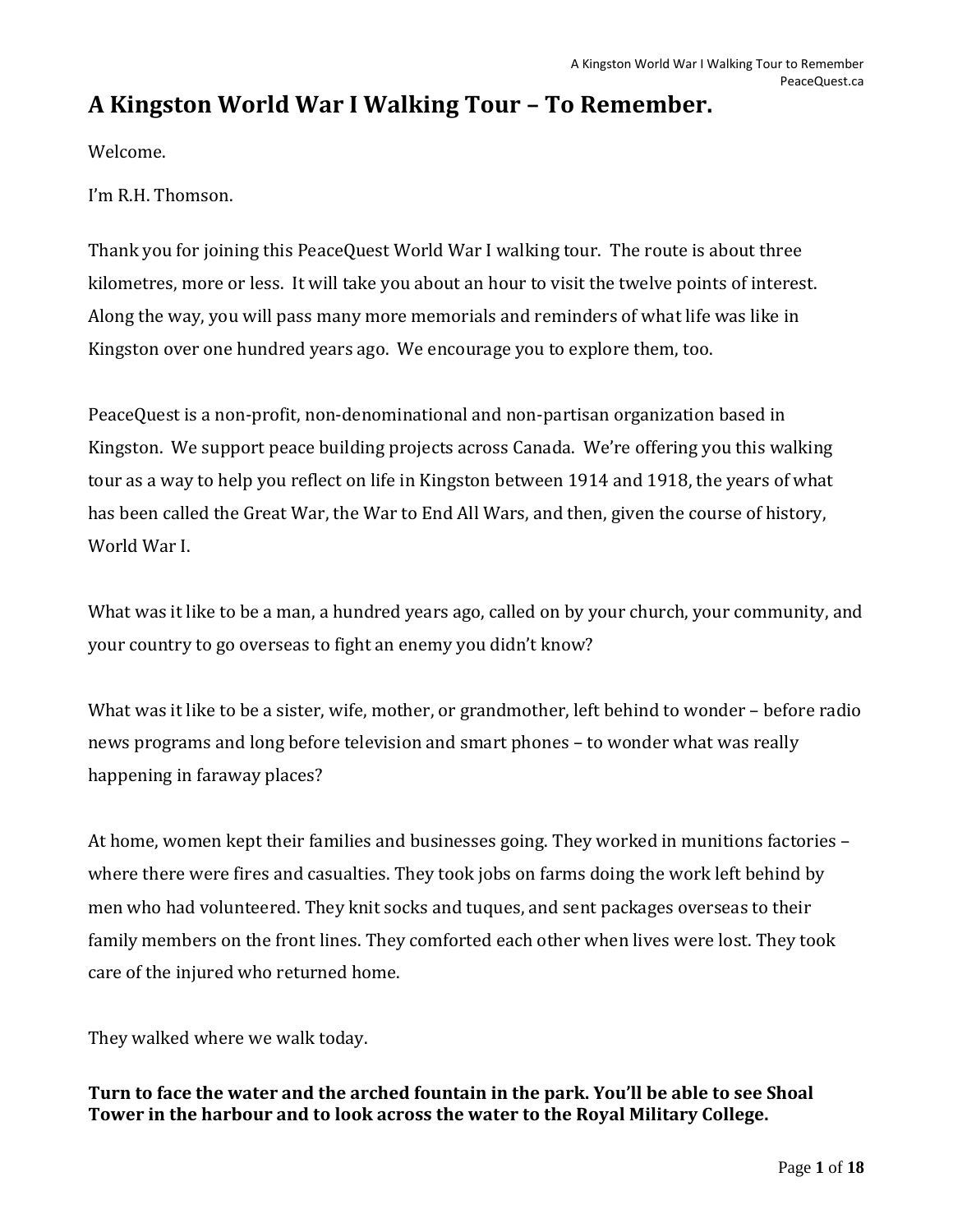# A Kingston World War I Walking Tour – To Remember.

Welcome.

I'm R.H. Thomson.

Thank you for joining this PeaceQuest World War I walking tour. The route is about three kilometres, more or less. It will take you about an hour to visit the twelve points of interest. Along the way, you will pass many more memorials and reminders of what life was like in Kingston over one hundred years ago. We encourage you to explore them, too.

PeaceQuest is a non-profit, non-denominational and non-partisan organization based in Kingston. We support peace building projects across Canada. We're offering you this walking tour as a way to help you reflect on life in Kingston between 1914 and 1918, the years of what has been called the Great War, the War to End All Wars, and then, given the course of history, World War I.

What was it like to be a man, a hundred years ago, called on by your church, your community, and your country to go overseas to fight an enemy you didn't know?

What was it like to be a sister, wife, mother, or grandmother, left behind to wonder – before radio news programs and long before television and smart phones – to wonder what was really happening in faraway places?

At home, women kept their families and businesses going. They worked in munitions factories – where there were fires and casualties. They took jobs on farms doing the work left behind by men who had volunteered. They knit socks and tuques, and sent packages overseas to their family members on the front lines. They comforted each other when lives were lost. They took care of the injured who returned home.

They walked where we walk today.

**Turn to face the water and the arched fountain in the park. You'll be able to see Shoal Tower in the harbour and to look across the water to the Royal Military College.**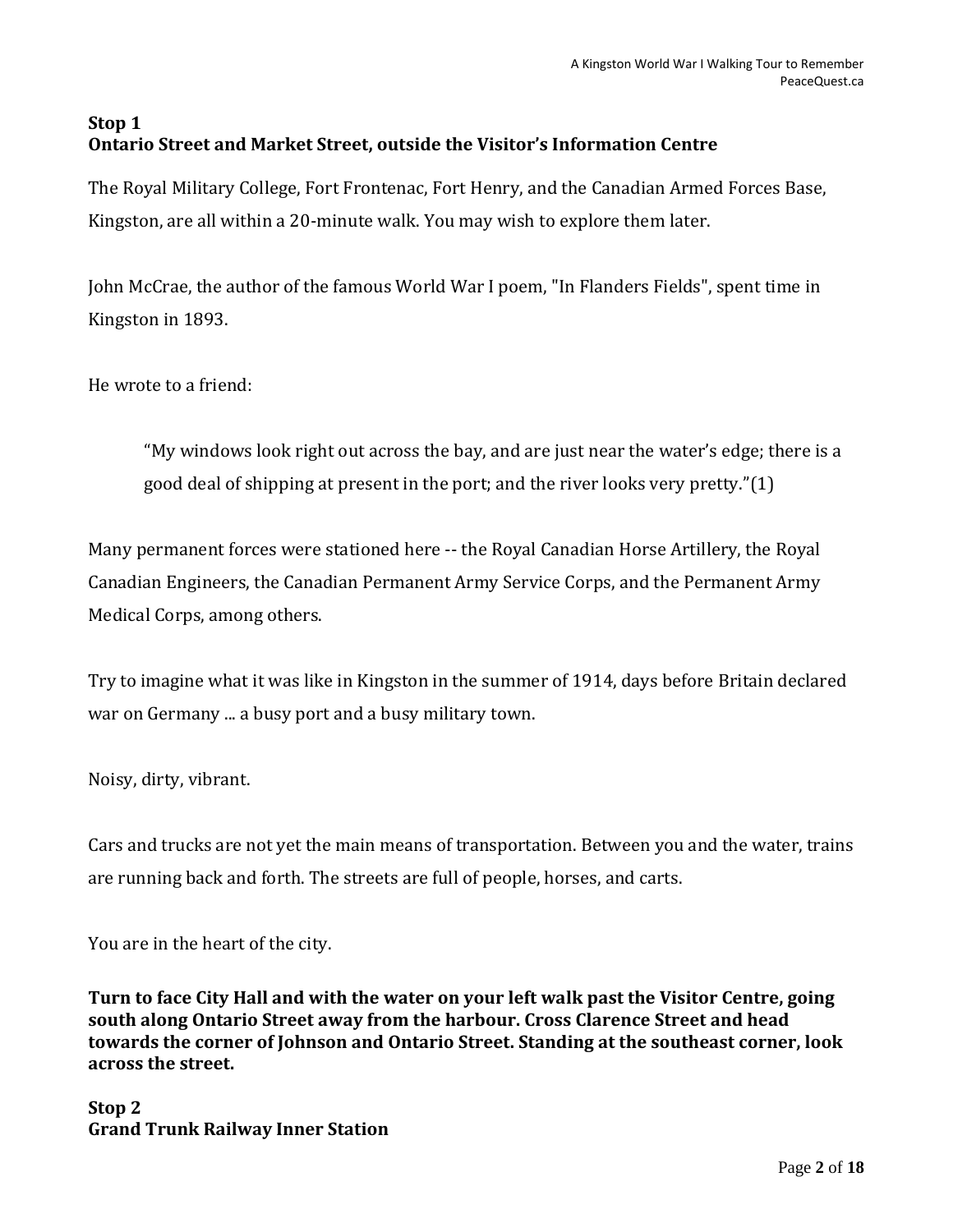## Stop 1
## Ontario Street and Market Street, outside the Visitor's Information Centre

The Royal Military College, Fort Frontenac, Fort Henry, and the Canadian Armed Forces Base, Kingston, are all within a 20-minute walk. You may wish to explore them later.

John McCrae, the author of the famous World War I poem, "In Flanders Fields", spent time in Kingston in 1893.

He wrote to a friend:

> "My windows look right out across the bay, and are just near the water's edge; there is a good deal of shipping at present in the port; and the river looks very pretty."(1)

Many permanent forces were stationed here -- the Royal Canadian Horse Artillery, the Royal Canadian Engineers, the Canadian Permanent Army Service Corps, and the Permanent Army Medical Corps, among others.

Try to imagine what it was like in Kingston in the summer of 1914, days before Britain declared war on Germany ... a busy port and a busy military town.

Noisy, dirty, vibrant.

Cars and trucks are not yet the main means of transportation. Between you and the water, trains are running back and forth. The streets are full of people, horses, and carts.

You are in the heart of the city.

**Turn to face City Hall and with the water on your left walk past the Visitor Centre, going south along Ontario Street away from the harbour. Cross Clarence Street and head towards the corner of Johnson and Ontario Street. Standing at the southeast corner, look across the street.**

## Stop 2
## Grand Trunk Railway Inner Station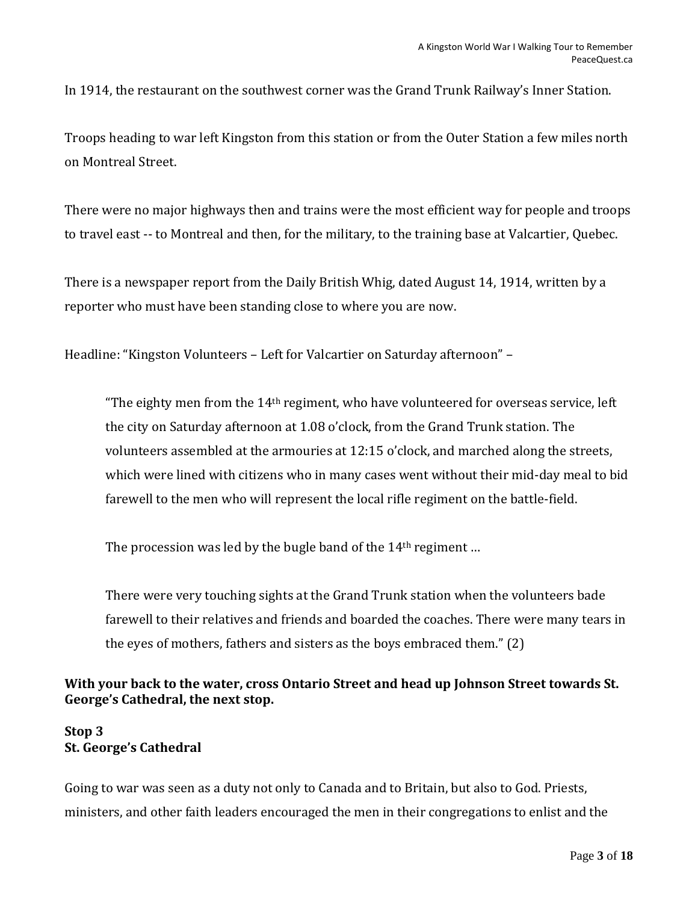In 1914, the restaurant on the southwest corner was the Grand Trunk Railway's Inner Station.

Troops heading to war left Kingston from this station or from the Outer Station a few miles north on Montreal Street.

There were no major highways then and trains were the most efficient way for people and troops to travel east -- to Montreal and then, for the military, to the training base at Valcartier, Quebec.

There is a newspaper report from the Daily British Whig, dated August 14, 1914, written by a reporter who must have been standing close to where you are now.

Headline: "Kingston Volunteers – Left for Valcartier on Saturday afternoon" –

> "The eighty men from the 14th regiment, who have volunteered for overseas service, left the city on Saturday afternoon at 1.08 o'clock, from the Grand Trunk station. The volunteers assembled at the armouries at 12:15 o'clock, and marched along the streets, which were lined with citizens who in many cases went without their mid-day meal to bid farewell to the men who will represent the local rifle regiment on the battle-field.
>
> The procession was led by the bugle band of the 14th regiment …
>
> There were very touching sights at the Grand Trunk station when the volunteers bade farewell to their relatives and friends and boarded the coaches. There were many tears in the eyes of mothers, fathers and sisters as the boys embraced them." (2)

**With your back to the water, cross Ontario Street and head up Johnson Street towards St. George's Cathedral, the next stop.**

### Stop 3
### St. George's Cathedral

Going to war was seen as a duty not only to Canada and to Britain, but also to God. Priests, ministers, and other faith leaders encouraged the men in their congregations to enlist and the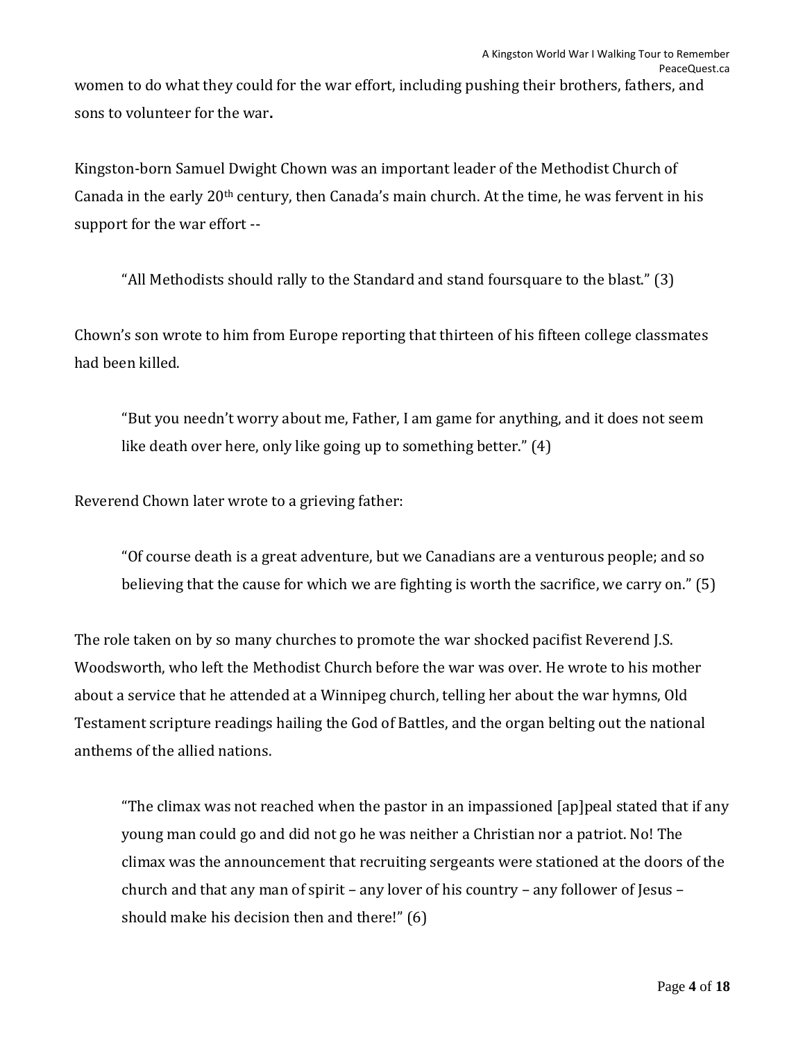women to do what they could for the war effort, including pushing their brothers, fathers, and sons to volunteer for the war**.**

Kingston-born Samuel Dwight Chown was an important leader of the Methodist Church of Canada in the early 20th century, then Canada's main church. At the time, he was fervent in his support for the war effort --

> "All Methodists should rally to the Standard and stand foursquare to the blast." (3)

Chown's son wrote to him from Europe reporting that thirteen of his fifteen college classmates had been killed.

> "But you needn't worry about me, Father, I am game for anything, and it does not seem like death over here, only like going up to something better." (4)

Reverend Chown later wrote to a grieving father:

> "Of course death is a great adventure, but we Canadians are a venturous people; and so believing that the cause for which we are fighting is worth the sacrifice, we carry on." (5)

The role taken on by so many churches to promote the war shocked pacifist Reverend J.S. Woodsworth, who left the Methodist Church before the war was over. He wrote to his mother about a service that he attended at a Winnipeg church, telling her about the war hymns, Old Testament scripture readings hailing the God of Battles, and the organ belting out the national anthems of the allied nations.

> "The climax was not reached when the pastor in an impassioned [ap]peal stated that if any young man could go and did not go he was neither a Christian nor a patriot. No! The climax was the announcement that recruiting sergeants were stationed at the doors of the church and that any man of spirit – any lover of his country – any follower of Jesus – should make his decision then and there!" (6)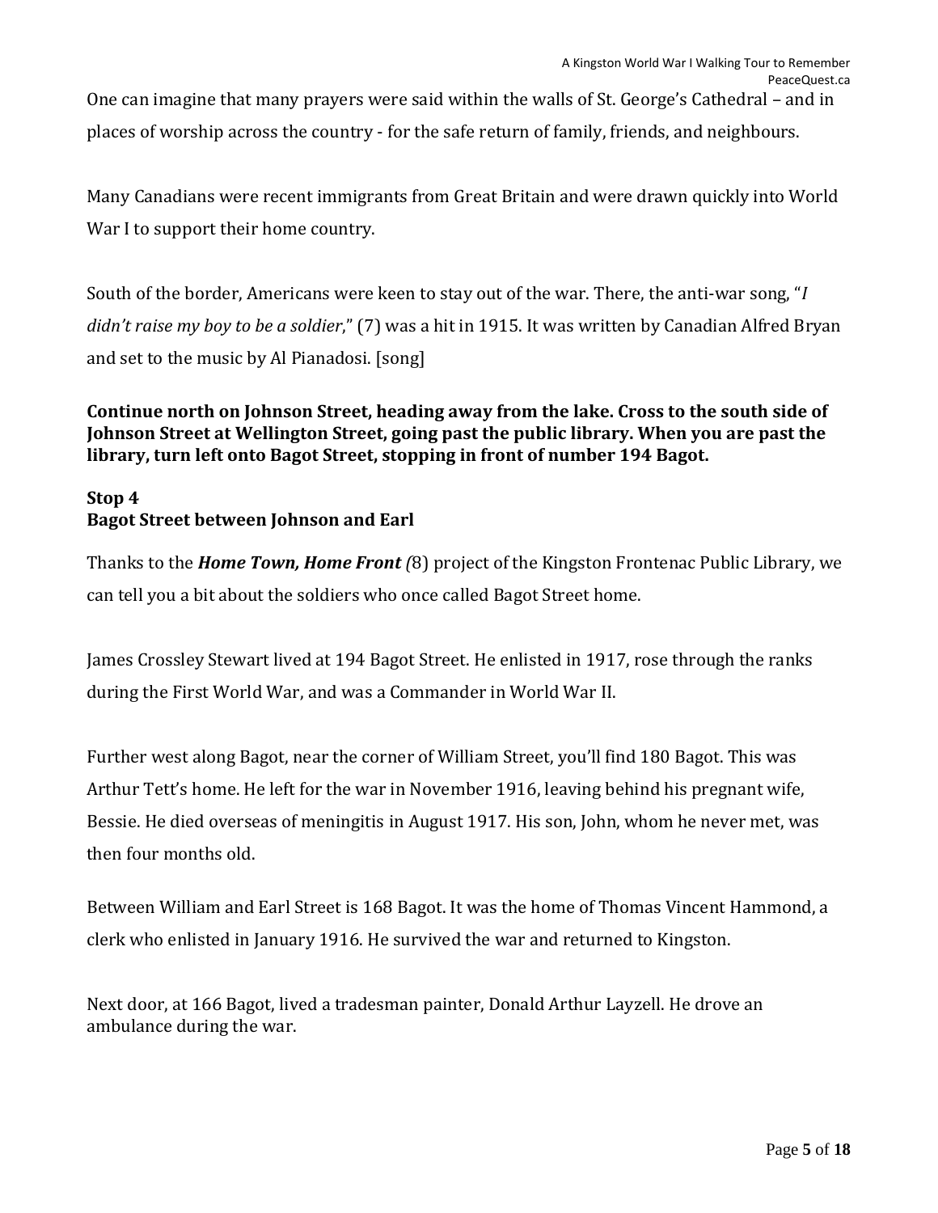One can imagine that many prayers were said within the walls of St. George's Cathedral – and in places of worship across the country - for the safe return of family, friends, and neighbours.

Many Canadians were recent immigrants from Great Britain and were drawn quickly into World War I to support their home country.

South of the border, Americans were keen to stay out of the war. There, the anti-war song, "*I didn't raise my boy to be a soldier*," (7) was a hit in 1915. It was written by Canadian Alfred Bryan and set to the music by Al Pianadosi. [song]

**Continue north on Johnson Street, heading away from the lake. Cross to the south side of Johnson Street at Wellington Street, going past the public library. When you are past the library, turn left onto Bagot Street, stopping in front of number 194 Bagot.**

**Stop 4**
**Bagot Street between Johnson and Earl**

Thanks to the ***Home Town, Home Front (***8) project of the Kingston Frontenac Public Library, we can tell you a bit about the soldiers who once called Bagot Street home.

James Crossley Stewart lived at 194 Bagot Street. He enlisted in 1917, rose through the ranks during the First World War, and was a Commander in World War II.

Further west along Bagot, near the corner of William Street, you'll find 180 Bagot. This was Arthur Tett's home. He left for the war in November 1916, leaving behind his pregnant wife, Bessie. He died overseas of meningitis in August 1917. His son, John, whom he never met, was then four months old.

Between William and Earl Street is 168 Bagot. It was the home of Thomas Vincent Hammond, a clerk who enlisted in January 1916. He survived the war and returned to Kingston.

Next door, at 166 Bagot, lived a tradesman painter, Donald Arthur Layzell. He drove an ambulance during the war.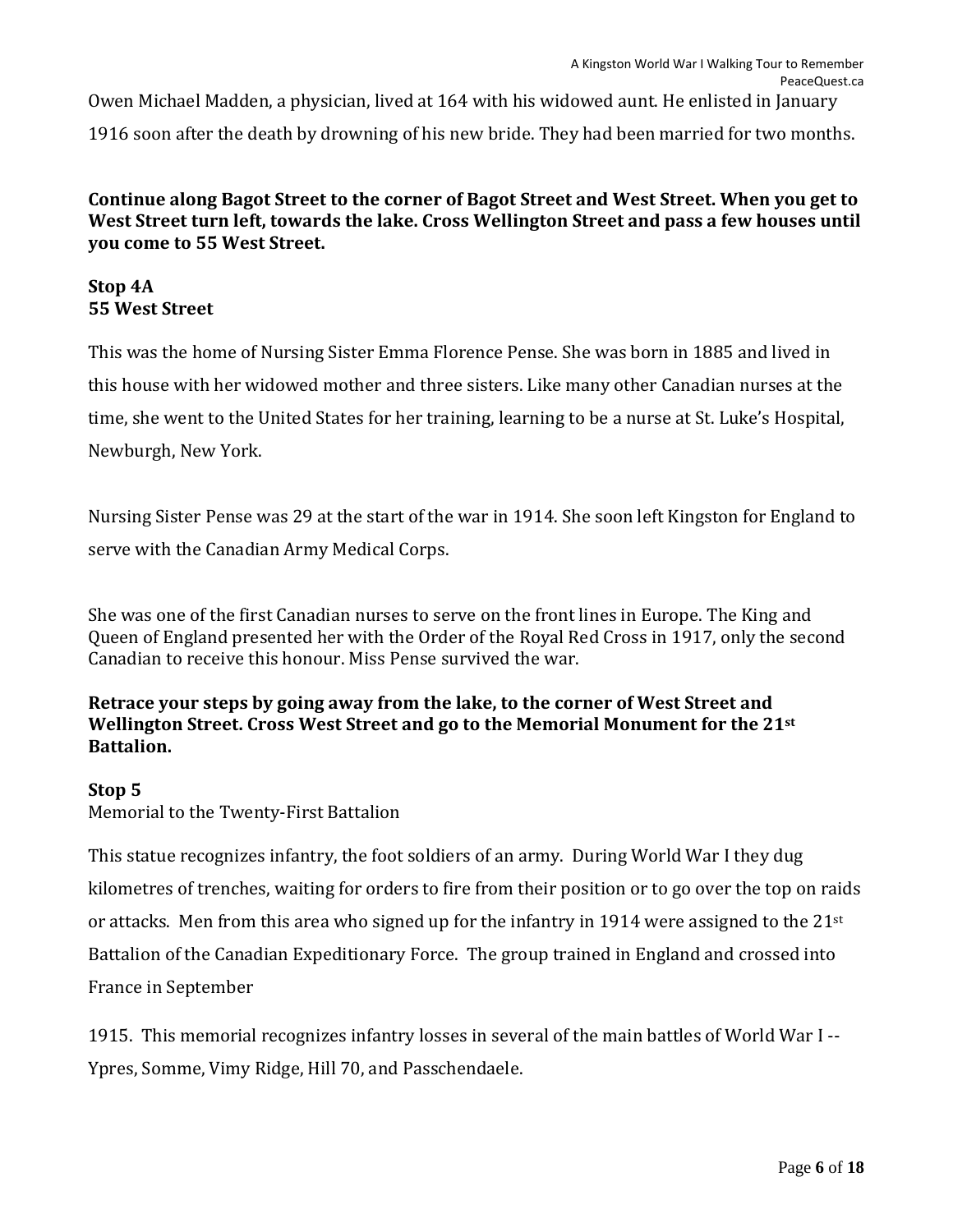Owen Michael Madden, a physician, lived at 164 with his widowed aunt. He enlisted in January 1916 soon after the death by drowning of his new bride. They had been married for two months.

**Continue along Bagot Street to the corner of Bagot Street and West Street. When you get to West Street turn left, towards the lake. Cross Wellington Street and pass a few houses until you come to 55 West Street.**

**Stop 4A**
**55 West Street**

This was the home of Nursing Sister Emma Florence Pense. She was born in 1885 and lived in this house with her widowed mother and three sisters. Like many other Canadian nurses at the time, she went to the United States for her training, learning to be a nurse at St. Luke's Hospital, Newburgh, New York.

Nursing Sister Pense was 29 at the start of the war in 1914. She soon left Kingston for England to serve with the Canadian Army Medical Corps.

She was one of the first Canadian nurses to serve on the front lines in Europe. The King and Queen of England presented her with the Order of the Royal Red Cross in 1917, only the second Canadian to receive this honour. Miss Pense survived the war.

**Retrace your steps by going away from the lake, to the corner of West Street and Wellington Street. Cross West Street and go to the Memorial Monument for the 21st Battalion.**

**Stop 5**
Memorial to the Twenty-First Battalion

This statue recognizes infantry, the foot soldiers of an army. During World War I they dug kilometres of trenches, waiting for orders to fire from their position or to go over the top on raids or attacks. Men from this area who signed up for the infantry in 1914 were assigned to the 21st Battalion of the Canadian Expeditionary Force. The group trained in England and crossed into France in September

1915. This memorial recognizes infantry losses in several of the main battles of World War I -- Ypres, Somme, Vimy Ridge, Hill 70, and Passchendaele.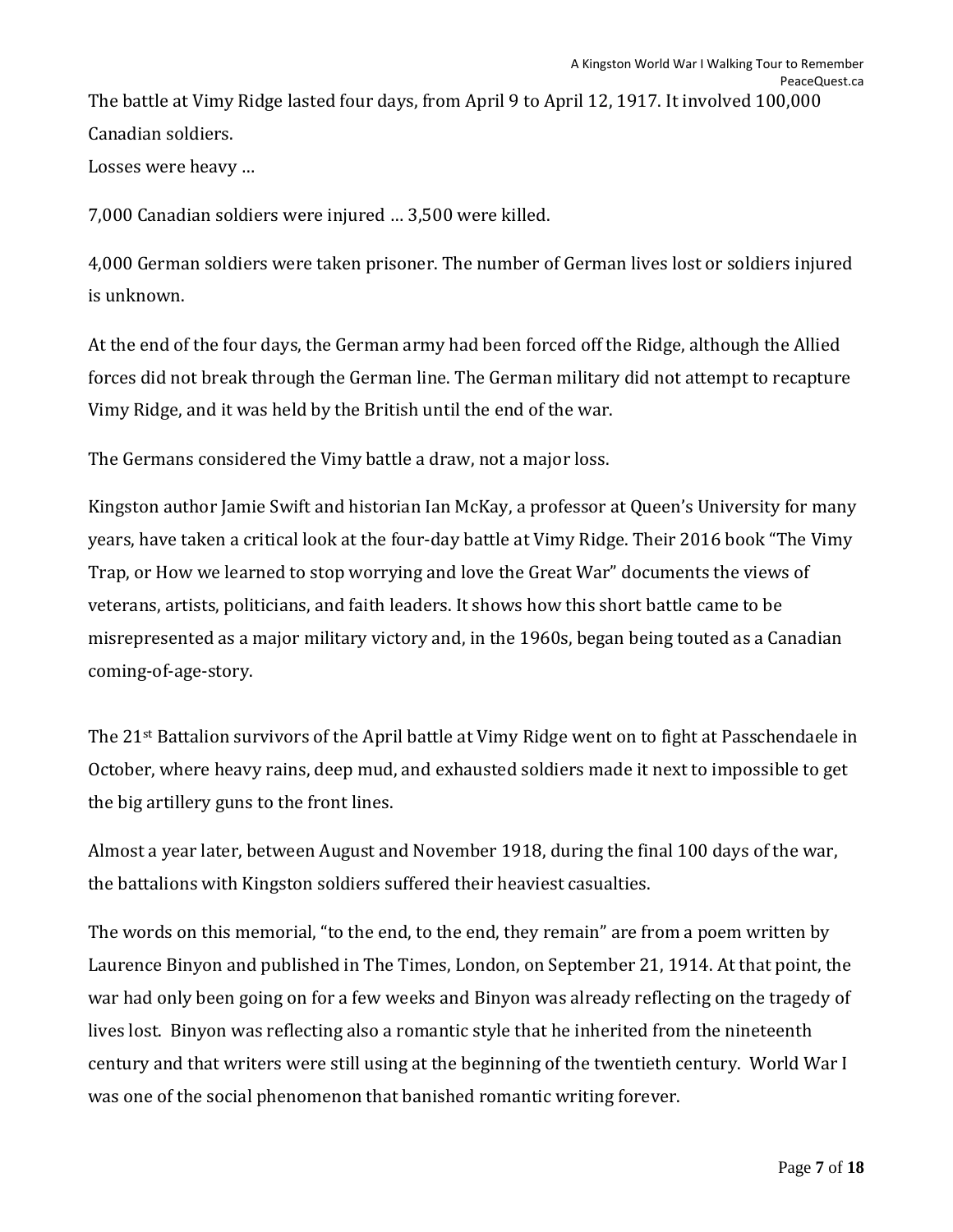The battle at Vimy Ridge lasted four days, from April 9 to April 12, 1917. It involved 100,000 Canadian soldiers.

Losses were heavy …

7,000 Canadian soldiers were injured … 3,500 were killed.

4,000 German soldiers were taken prisoner. The number of German lives lost or soldiers injured is unknown.

At the end of the four days, the German army had been forced off the Ridge, although the Allied forces did not break through the German line. The German military did not attempt to recapture Vimy Ridge, and it was held by the British until the end of the war.

The Germans considered the Vimy battle a draw, not a major loss.

Kingston author Jamie Swift and historian Ian McKay, a professor at Queen's University for many years, have taken a critical look at the four-day battle at Vimy Ridge. Their 2016 book "The Vimy Trap, or How we learned to stop worrying and love the Great War" documents the views of veterans, artists, politicians, and faith leaders. It shows how this short battle came to be misrepresented as a major military victory and, in the 1960s, began being touted as a Canadian coming-of-age-story.

The 21st Battalion survivors of the April battle at Vimy Ridge went on to fight at Passchendaele in October, where heavy rains, deep mud, and exhausted soldiers made it next to impossible to get the big artillery guns to the front lines.

Almost a year later, between August and November 1918, during the final 100 days of the war, the battalions with Kingston soldiers suffered their heaviest casualties.

The words on this memorial, "to the end, to the end, they remain" are from a poem written by Laurence Binyon and published in The Times, London, on September 21, 1914. At that point, the war had only been going on for a few weeks and Binyon was already reflecting on the tragedy of lives lost. Binyon was reflecting also a romantic style that he inherited from the nineteenth century and that writers were still using at the beginning of the twentieth century. World War I was one of the social phenomenon that banished romantic writing forever.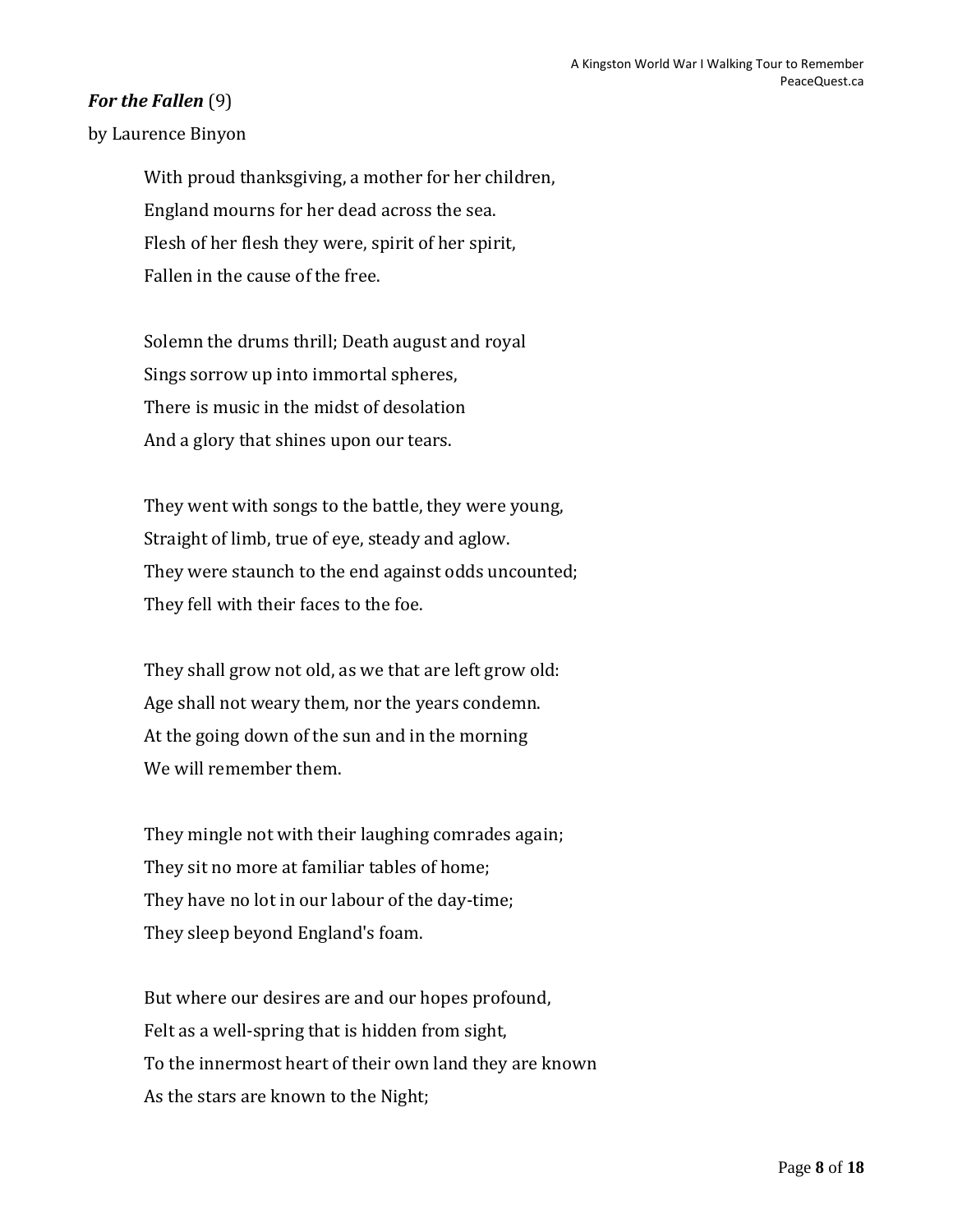***For the Fallen*** (9)

by Laurence Binyon

With proud thanksgiving, a mother for her children,
England mourns for her dead across the sea.
Flesh of her flesh they were, spirit of her spirit,
Fallen in the cause of the free.

Solemn the drums thrill; Death august and royal
Sings sorrow up into immortal spheres,
There is music in the midst of desolation
And a glory that shines upon our tears.

They went with songs to the battle, they were young,
Straight of limb, true of eye, steady and aglow.
They were staunch to the end against odds uncounted;
They fell with their faces to the foe.

They shall grow not old, as we that are left grow old:
Age shall not weary them, nor the years condemn.
At the going down of the sun and in the morning
We will remember them.

They mingle not with their laughing comrades again;
They sit no more at familiar tables of home;
They have no lot in our labour of the day-time;
They sleep beyond England's foam.

But where our desires are and our hopes profound,
Felt as a well-spring that is hidden from sight,
To the innermost heart of their own land they are known
As the stars are known to the Night;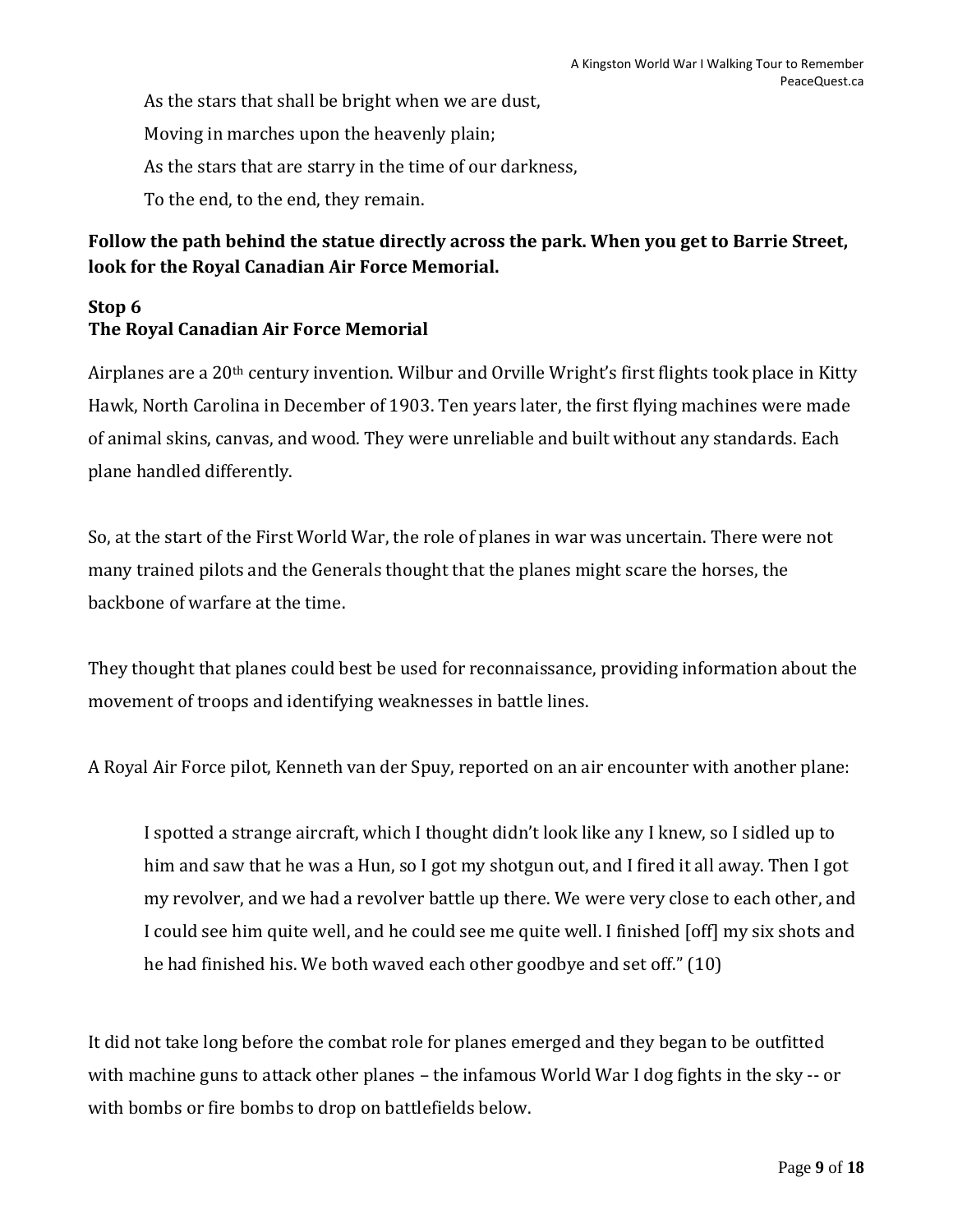As the stars that shall be bright when we are dust,

Moving in marches upon the heavenly plain;

As the stars that are starry in the time of our darkness,

To the end, to the end, they remain.

**Follow the path behind the statue directly across the park. When you get to Barrie Street, look for the Royal Canadian Air Force Memorial.**

### Stop 6
### The Royal Canadian Air Force Memorial

Airplanes are a 20th century invention. Wilbur and Orville Wright's first flights took place in Kitty Hawk, North Carolina in December of 1903. Ten years later, the first flying machines were made of animal skins, canvas, and wood. They were unreliable and built without any standards. Each plane handled differently.

So, at the start of the First World War, the role of planes in war was uncertain. There were not many trained pilots and the Generals thought that the planes might scare the horses, the backbone of warfare at the time.

They thought that planes could best be used for reconnaissance, providing information about the movement of troops and identifying weaknesses in battle lines.

A Royal Air Force pilot, Kenneth van der Spuy, reported on an air encounter with another plane:

> I spotted a strange aircraft, which I thought didn't look like any I knew, so I sidled up to him and saw that he was a Hun, so I got my shotgun out, and I fired it all away. Then I got my revolver, and we had a revolver battle up there. We were very close to each other, and I could see him quite well, and he could see me quite well. I finished [off] my six shots and he had finished his. We both waved each other goodbye and set off." (10)

It did not take long before the combat role for planes emerged and they began to be outfitted with machine guns to attack other planes – the infamous World War I dog fights in the sky -- or with bombs or fire bombs to drop on battlefields below.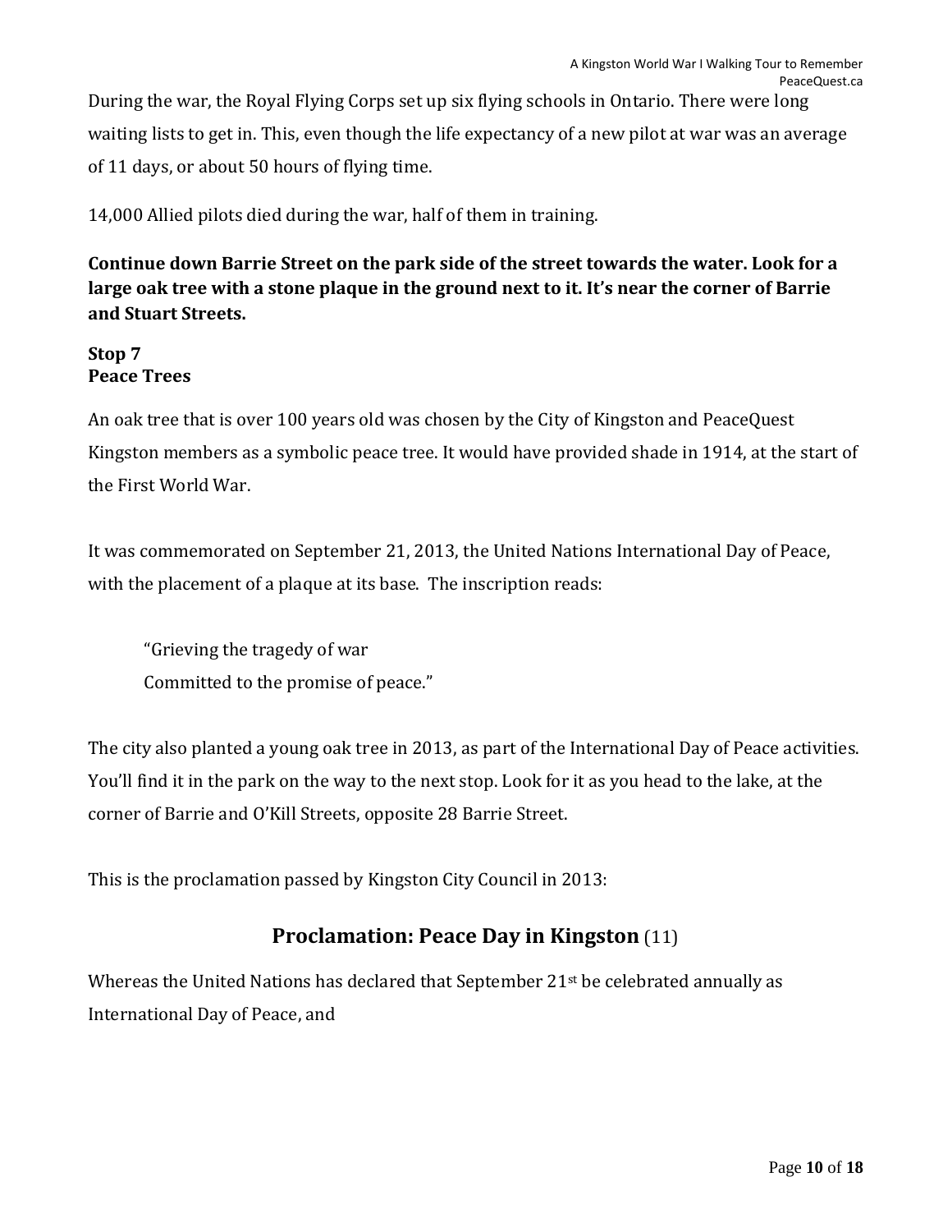During the war, the Royal Flying Corps set up six flying schools in Ontario. There were long waiting lists to get in. This, even though the life expectancy of a new pilot at war was an average of 11 days, or about 50 hours of flying time.

14,000 Allied pilots died during the war, half of them in training.

**Continue down Barrie Street on the park side of the street towards the water. Look for a large oak tree with a stone plaque in the ground next to it. It's near the corner of Barrie and Stuart Streets.**

**Stop 7**
**Peace Trees**

An oak tree that is over 100 years old was chosen by the City of Kingston and PeaceQuest Kingston members as a symbolic peace tree. It would have provided shade in 1914, at the start of the First World War.

It was commemorated on September 21, 2013, the United Nations International Day of Peace, with the placement of a plaque at its base. The inscription reads:

> "Grieving the tragedy of war
> Committed to the promise of peace."

The city also planted a young oak tree in 2013, as part of the International Day of Peace activities. You'll find it in the park on the way to the next stop. Look for it as you head to the lake, at the corner of Barrie and O'Kill Streets, opposite 28 Barrie Street.

This is the proclamation passed by Kingston City Council in 2013:

## Proclamation: Peace Day in Kingston (11)

Whereas the United Nations has declared that September 21st be celebrated annually as International Day of Peace, and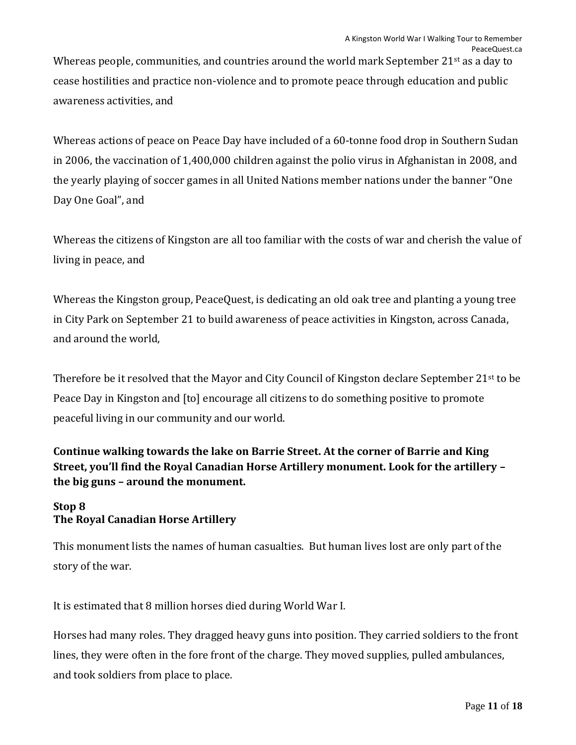Whereas people, communities, and countries around the world mark September 21st as a day to cease hostilities and practice non-violence and to promote peace through education and public awareness activities, and

Whereas actions of peace on Peace Day have included of a 60-tonne food drop in Southern Sudan in 2006, the vaccination of 1,400,000 children against the polio virus in Afghanistan in 2008, and the yearly playing of soccer games in all United Nations member nations under the banner "One Day One Goal", and

Whereas the citizens of Kingston are all too familiar with the costs of war and cherish the value of living in peace, and

Whereas the Kingston group, PeaceQuest, is dedicating an old oak tree and planting a young tree in City Park on September 21 to build awareness of peace activities in Kingston, across Canada, and around the world,

Therefore be it resolved that the Mayor and City Council of Kingston declare September 21st to be Peace Day in Kingston and [to] encourage all citizens to do something positive to promote peaceful living in our community and our world.

**Continue walking towards the lake on Barrie Street. At the corner of Barrie and King Street, you'll find the Royal Canadian Horse Artillery monument. Look for the artillery – the big guns – around the monument.**

### Stop 8
### The Royal Canadian Horse Artillery

This monument lists the names of human casualties. But human lives lost are only part of the story of the war.

It is estimated that 8 million horses died during World War I.

Horses had many roles. They dragged heavy guns into position. They carried soldiers to the front lines, they were often in the fore front of the charge. They moved supplies, pulled ambulances, and took soldiers from place to place.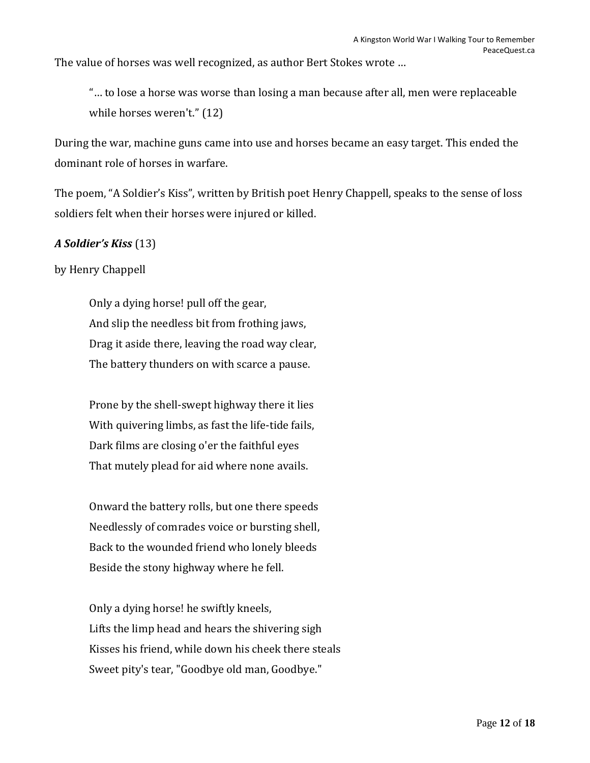The value of horses was well recognized, as author Bert Stokes wrote …

> "… to lose a horse was worse than losing a man because after all, men were replaceable while horses weren't." (12)

During the war, machine guns came into use and horses became an easy target. This ended the dominant role of horses in warfare.

The poem, "A Soldier's Kiss", written by British poet Henry Chappell, speaks to the sense of loss soldiers felt when their horses were injured or killed.

***A Soldier's Kiss*** (13)

by Henry Chappell

> Only a dying horse! pull off the gear,  
> And slip the needless bit from frothing jaws,  
> Drag it aside there, leaving the road way clear,  
> The battery thunders on with scarce a pause.
>
> Prone by the shell-swept highway there it lies  
> With quivering limbs, as fast the life-tide fails,  
> Dark films are closing o'er the faithful eyes  
> That mutely plead for aid where none avails.
>
> Onward the battery rolls, but one there speeds  
> Needlessly of comrades voice or bursting shell,  
> Back to the wounded friend who lonely bleeds  
> Beside the stony highway where he fell.
>
> Only a dying horse! he swiftly kneels,  
> Lifts the limp head and hears the shivering sigh  
> Kisses his friend, while down his cheek there steals  
> Sweet pity's tear, "Goodbye old man, Goodbye."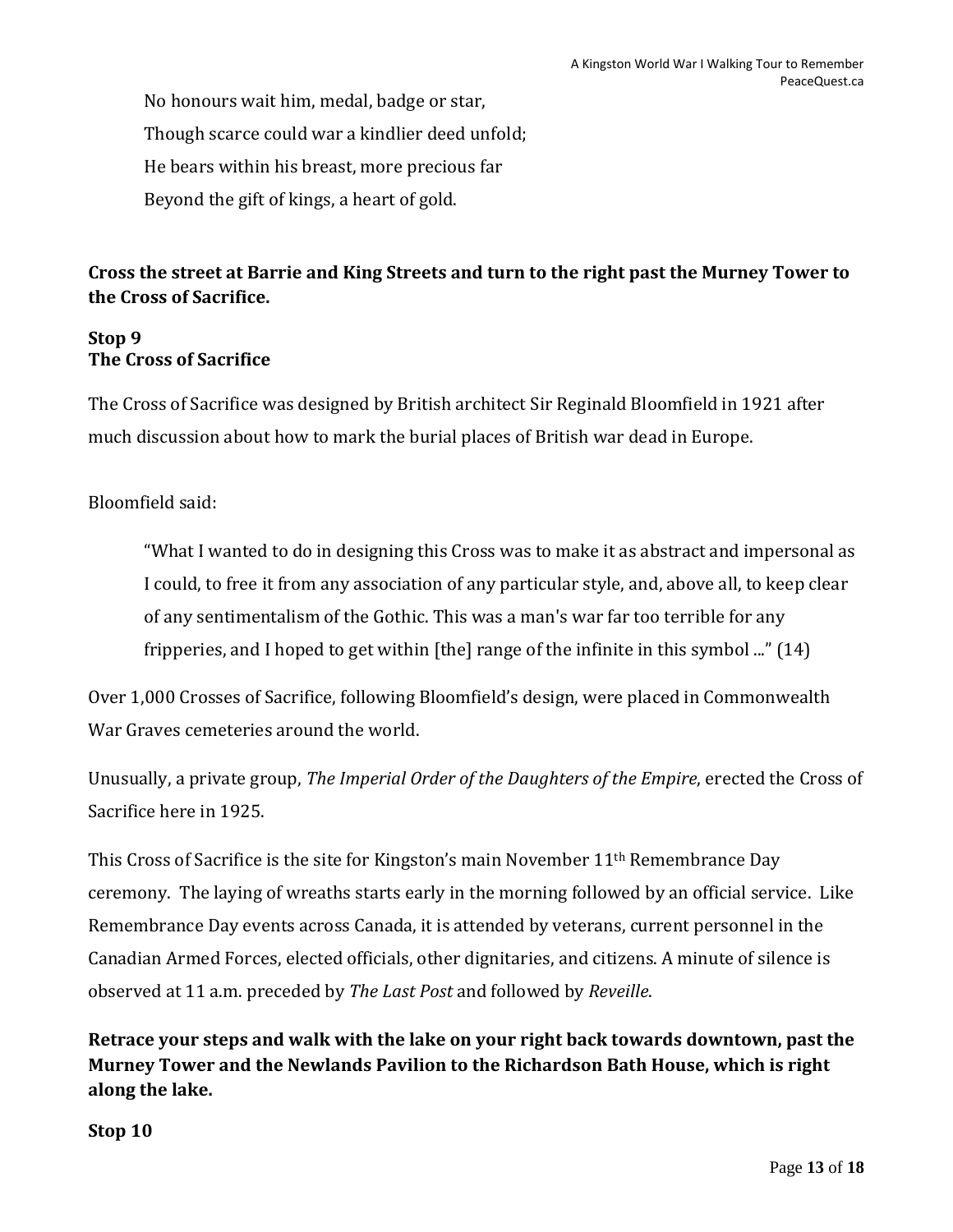> No honours wait him, medal, badge or star,
> Though scarce could war a kindlier deed unfold;
> He bears within his breast, more precious far
> Beyond the gift of kings, a heart of gold.

**Cross the street at Barrie and King Streets and turn to the right past the Murney Tower to the Cross of Sacrifice.**

**Stop 9**
**The Cross of Sacrifice**

The Cross of Sacrifice was designed by British architect Sir Reginald Bloomfield in 1921 after much discussion about how to mark the burial places of British war dead in Europe.

Bloomfield said:

> "What I wanted to do in designing this Cross was to make it as abstract and impersonal as I could, to free it from any association of any particular style, and, above all, to keep clear of any sentimentalism of the Gothic. This was a man's war far too terrible for any fripperies, and I hoped to get within [the] range of the infinite in this symbol ..." (14)

Over 1,000 Crosses of Sacrifice, following Bloomfield's design, were placed in Commonwealth War Graves cemeteries around the world.

Unusually, a private group, *The Imperial Order of the Daughters of the Empire*, erected the Cross of Sacrifice here in 1925.

This Cross of Sacrifice is the site for Kingston's main November 11th Remembrance Day ceremony. The laying of wreaths starts early in the morning followed by an official service. Like Remembrance Day events across Canada, it is attended by veterans, current personnel in the Canadian Armed Forces, elected officials, other dignitaries, and citizens. A minute of silence is observed at 11 a.m. preceded by *The Last Post* and followed by *Reveille*.

**Retrace your steps and walk with the lake on your right back towards downtown, past the Murney Tower and the Newlands Pavilion to the Richardson Bath House, which is right along the lake.**

**Stop 10**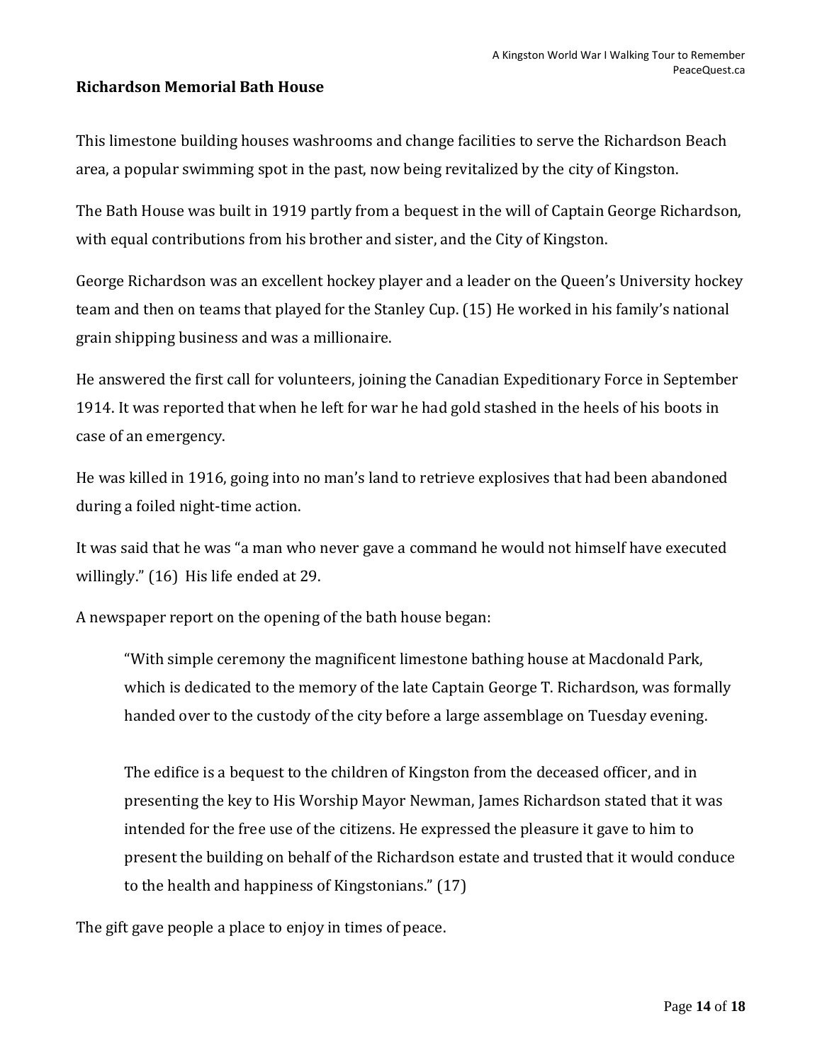**Richardson Memorial Bath House**

This limestone building houses washrooms and change facilities to serve the Richardson Beach area, a popular swimming spot in the past, now being revitalized by the city of Kingston.

The Bath House was built in 1919 partly from a bequest in the will of Captain George Richardson, with equal contributions from his brother and sister, and the City of Kingston.

George Richardson was an excellent hockey player and a leader on the Queen's University hockey team and then on teams that played for the Stanley Cup. (15) He worked in his family's national grain shipping business and was a millionaire.

He answered the first call for volunteers, joining the Canadian Expeditionary Force in September 1914. It was reported that when he left for war he had gold stashed in the heels of his boots in case of an emergency.

He was killed in 1916, going into no man's land to retrieve explosives that had been abandoned during a foiled night-time action.

It was said that he was "a man who never gave a command he would not himself have executed willingly." (16) His life ended at 29.

A newspaper report on the opening of the bath house began:

> "With simple ceremony the magnificent limestone bathing house at Macdonald Park, which is dedicated to the memory of the late Captain George T. Richardson, was formally handed over to the custody of the city before a large assemblage on Tuesday evening.
>
> The edifice is a bequest to the children of Kingston from the deceased officer, and in presenting the key to His Worship Mayor Newman, James Richardson stated that it was intended for the free use of the citizens. He expressed the pleasure it gave to him to present the building on behalf of the Richardson estate and trusted that it would conduce to the health and happiness of Kingstonians." (17)

The gift gave people a place to enjoy in times of peace.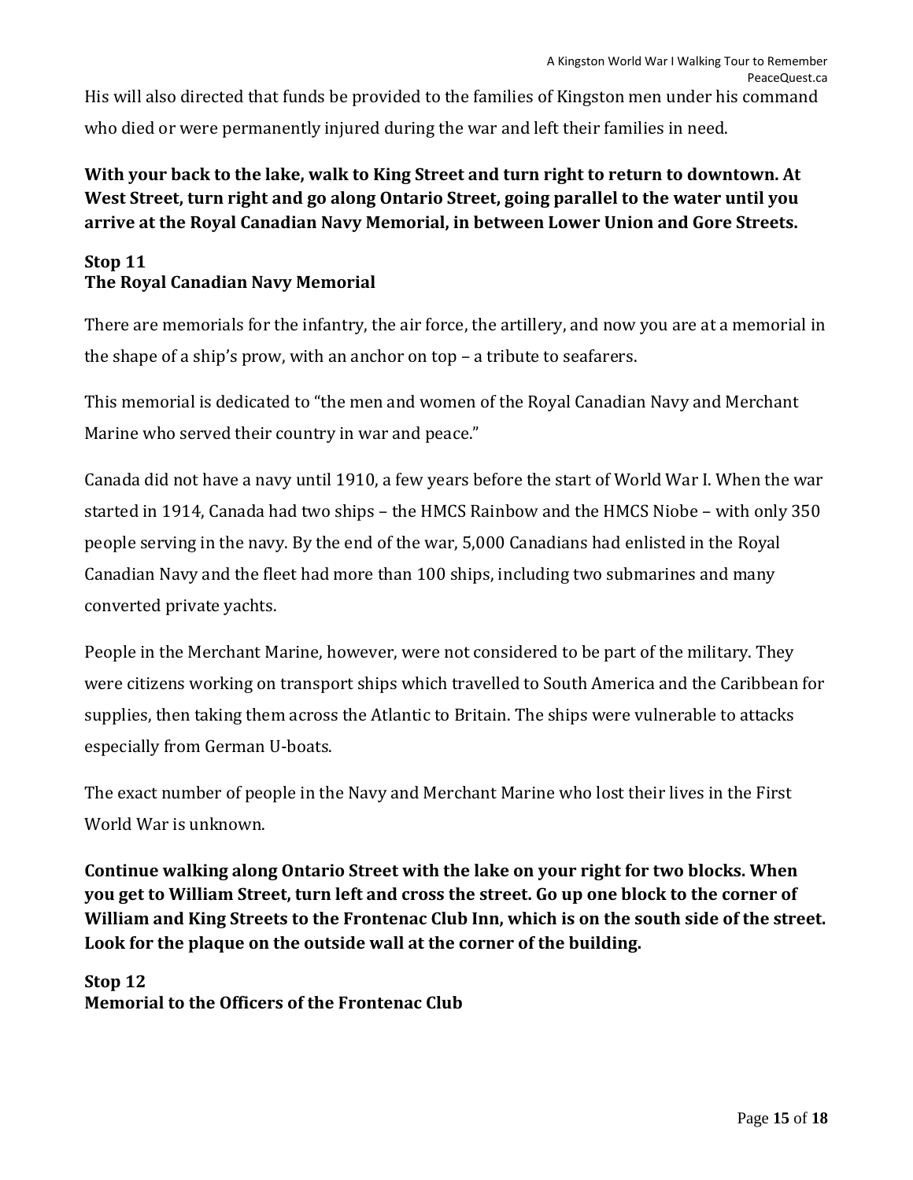His will also directed that funds be provided to the families of Kingston men under his command who died or were permanently injured during the war and left their families in need.

**With your back to the lake, walk to King Street and turn right to return to downtown. At West Street, turn right and go along Ontario Street, going parallel to the water until you arrive at the Royal Canadian Navy Memorial, in between Lower Union and Gore Streets.**

## Stop 11
## The Royal Canadian Navy Memorial

There are memorials for the infantry, the air force, the artillery, and now you are at a memorial in the shape of a ship's prow, with an anchor on top – a tribute to seafarers.

This memorial is dedicated to "the men and women of the Royal Canadian Navy and Merchant Marine who served their country in war and peace."

Canada did not have a navy until 1910, a few years before the start of World War I. When the war started in 1914, Canada had two ships – the HMCS Rainbow and the HMCS Niobe – with only 350 people serving in the navy. By the end of the war, 5,000 Canadians had enlisted in the Royal Canadian Navy and the fleet had more than 100 ships, including two submarines and many converted private yachts.

People in the Merchant Marine, however, were not considered to be part of the military. They were citizens working on transport ships which travelled to South America and the Caribbean for supplies, then taking them across the Atlantic to Britain. The ships were vulnerable to attacks especially from German U-boats.

The exact number of people in the Navy and Merchant Marine who lost their lives in the First World War is unknown.

**Continue walking along Ontario Street with the lake on your right for two blocks. When you get to William Street, turn left and cross the street. Go up one block to the corner of William and King Streets to the Frontenac Club Inn, which is on the south side of the street. Look for the plaque on the outside wall at the corner of the building.**

## Stop 12
## Memorial to the Officers of the Frontenac Club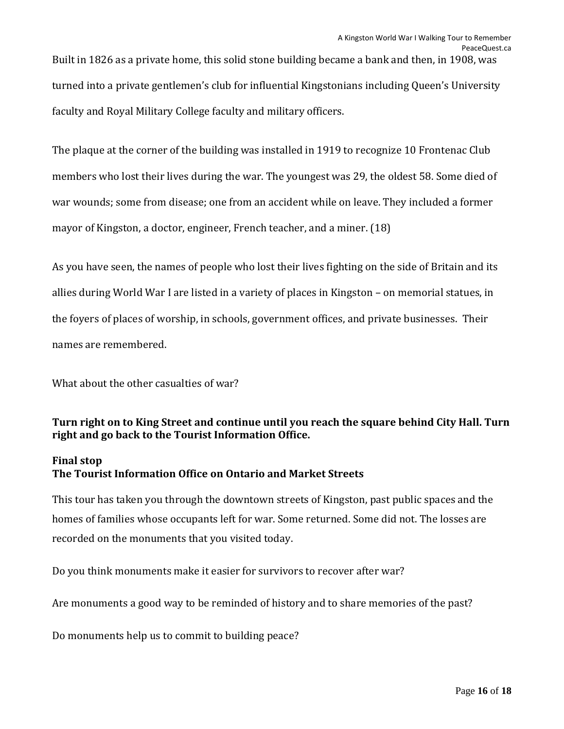Built in 1826 as a private home, this solid stone building became a bank and then, in 1908, was turned into a private gentlemen's club for influential Kingstonians including Queen's University faculty and Royal Military College faculty and military officers.

The plaque at the corner of the building was installed in 1919 to recognize 10 Frontenac Club members who lost their lives during the war. The youngest was 29, the oldest 58. Some died of war wounds; some from disease; one from an accident while on leave. They included a former mayor of Kingston, a doctor, engineer, French teacher, and a miner. (18)

As you have seen, the names of people who lost their lives fighting on the side of Britain and its allies during World War I are listed in a variety of places in Kingston – on memorial statues, in the foyers of places of worship, in schools, government offices, and private businesses. Their names are remembered.

What about the other casualties of war?

**Turn right on to King Street and continue until you reach the square behind City Hall. Turn right and go back to the Tourist Information Office.**

**Final stop**
**The Tourist Information Office on Ontario and Market Streets**

This tour has taken you through the downtown streets of Kingston, past public spaces and the homes of families whose occupants left for war. Some returned. Some did not. The losses are recorded on the monuments that you visited today.

Do you think monuments make it easier for survivors to recover after war?

Are monuments a good way to be reminded of history and to share memories of the past?

Do monuments help us to commit to building peace?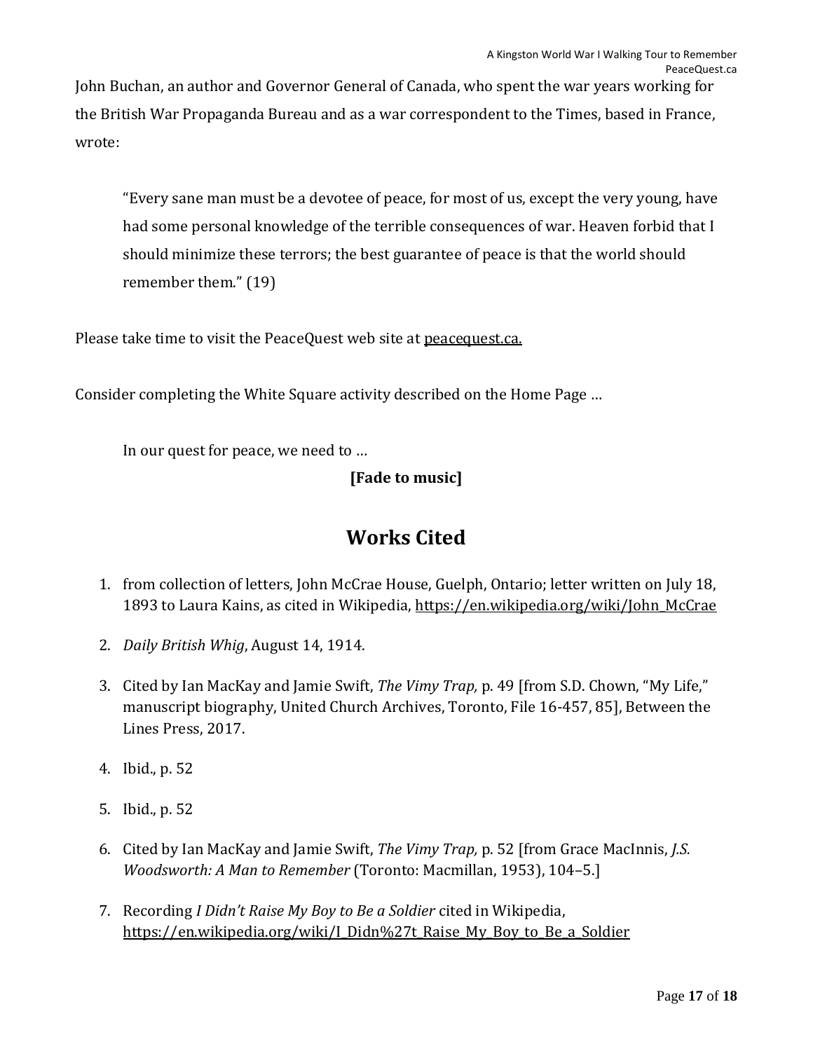John Buchan, an author and Governor General of Canada, who spent the war years working for the British War Propaganda Bureau and as a war correspondent to the Times, based in France, wrote:

> "Every sane man must be a devotee of peace, for most of us, except the very young, have had some personal knowledge of the terrible consequences of war. Heaven forbid that I should minimize these terrors; the best guarantee of peace is that the world should remember them." (19)

Please take time to visit the PeaceQuest web site at peacequest.ca.

Consider completing the White Square activity described on the Home Page …

> In our quest for peace, we need to …

**[Fade to music]**

## Works Cited

1. from collection of letters, John McCrae House, Guelph, Ontario; letter written on July 18, 1893 to Laura Kains, as cited in Wikipedia, https://en.wikipedia.org/wiki/John_McCrae
2. *Daily British Whig*, August 14, 1914.
3. Cited by Ian MacKay and Jamie Swift, *The Vimy Trap,* p. 49 [from S.D. Chown, "My Life," manuscript biography, United Church Archives, Toronto, File 16-457, 85], Between the Lines Press, 2017.
4. Ibid., p. 52
5. Ibid., p. 52
6. Cited by Ian MacKay and Jamie Swift, *The Vimy Trap,* p. 52 [from Grace MacInnis, *J.S. Woodsworth: A Man to Remember* (Toronto: Macmillan, 1953), 104–5.]
7. Recording *I Didn't Raise My Boy to Be a Soldier* cited in Wikipedia, https://en.wikipedia.org/wiki/I_Didn%27t_Raise_My_Boy_to_Be_a_Soldier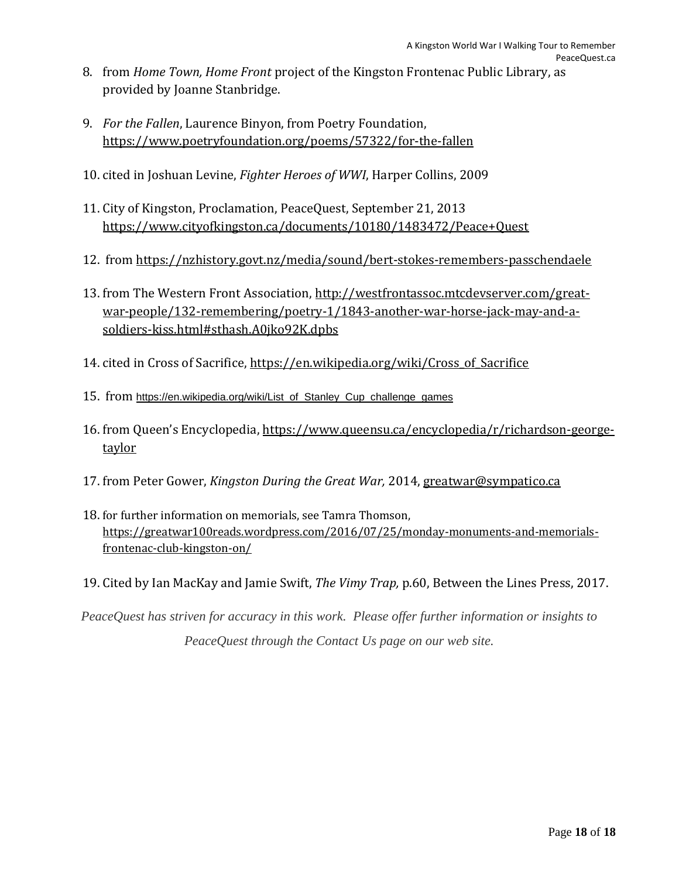8. from *Home Town, Home Front* project of the Kingston Frontenac Public Library, as provided by Joanne Stanbridge.

9. *For the Fallen*, Laurence Binyon, from Poetry Foundation, https://www.poetryfoundation.org/poems/57322/for-the-fallen

10. cited in Joshuan Levine, *Fighter Heroes of WWI*, Harper Collins, 2009

11. City of Kingston, Proclamation, PeaceQuest, September 21, 2013 https://www.cityofkingston.ca/documents/10180/1483472/Peace+Quest

12. from https://nzhistory.govt.nz/media/sound/bert-stokes-remembers-passchendaele

13. from The Western Front Association, http://westfrontassoc.mtcdevserver.com/great-war-people/132-remembering/poetry-1/1843-another-war-horse-jack-may-and-a-soldiers-kiss.html#sthash.A0jko92K.dpbs

14. cited in Cross of Sacrifice, https://en.wikipedia.org/wiki/Cross_of_Sacrifice

15. from https://en.wikipedia.org/wiki/List_of_Stanley_Cup_challenge_games

16. from Queen's Encyclopedia, https://www.queensu.ca/encyclopedia/r/richardson-george-taylor

17. from Peter Gower, *Kingston During the Great War,* 2014, greatwar@sympatico.ca

18. for further information on memorials, see Tamra Thomson, https://greatwar100reads.wordpress.com/2016/07/25/monday-monuments-and-memorials-frontenac-club-kingston-on/

19. Cited by Ian MacKay and Jamie Swift, *The Vimy Trap,* p.60, Between the Lines Press, 2017.

*PeaceQuest has striven for accuracy in this work. Please offer further information or insights to PeaceQuest through the Contact Us page on our web site.*